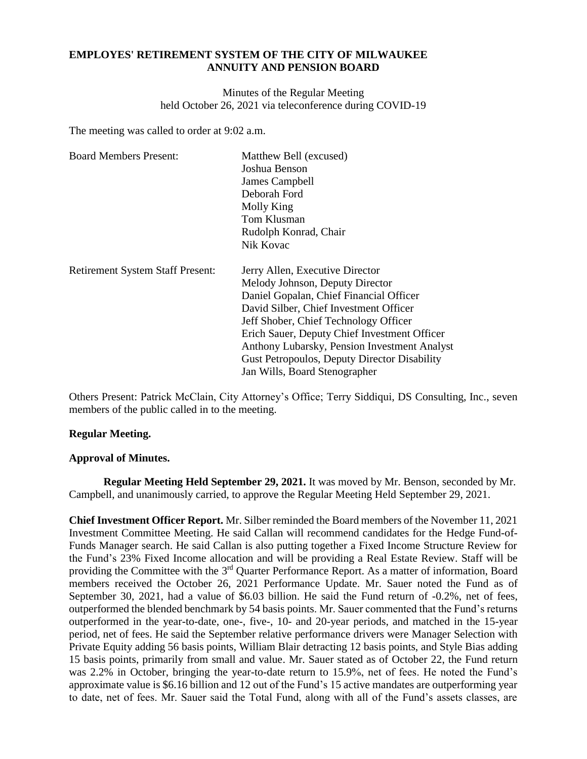**EMPLOYES' RETIREMENT SYSTEM OF THE CITY OF MILWAUKEE**
**ANNUITY AND PENSION BOARD**

Minutes of the Regular Meeting
held October 26, 2021 via teleconference during COVID-19

The meeting was called to order at 9:02 a.m.

| | |
|---|---|
| Board Members Present: | Matthew Bell (excused) |
| | Joshua Benson |
| | James Campbell |
| | Deborah Ford |
| | Molly King |
| | Tom Klusman |
| | Rudolph Konrad, Chair |
| | Nik Kovac |
| Retirement System Staff Present: | Jerry Allen, Executive Director |
| | Melody Johnson, Deputy Director |
| | Daniel Gopalan, Chief Financial Officer |
| | David Silber, Chief Investment Officer |
| | Jeff Shober, Chief Technology Officer |
| | Erich Sauer, Deputy Chief Investment Officer |
| | Anthony Lubarsky, Pension Investment Analyst |
| | Gust Petropoulos, Deputy Director Disability |
| | Jan Wills, Board Stenographer |

Others Present: Patrick McClain, City Attorney's Office; Terry Siddiqui, DS Consulting, Inc., seven members of the public called in to the meeting.

**Regular Meeting.**

**Approval of Minutes.**

**Regular Meeting Held September 29, 2021.** It was moved by Mr. Benson, seconded by Mr. Campbell, and unanimously carried, to approve the Regular Meeting Held September 29, 2021.

**Chief Investment Officer Report.** Mr. Silber reminded the Board members of the November 11, 2021 Investment Committee Meeting. He said Callan will recommend candidates for the Hedge Fund-of-Funds Manager search. He said Callan is also putting together a Fixed Income Structure Review for the Fund's 23% Fixed Income allocation and will be providing a Real Estate Review. Staff will be providing the Committee with the 3rd Quarter Performance Report. As a matter of information, Board members received the October 26, 2021 Performance Update. Mr. Sauer noted the Fund as of September 30, 2021, had a value of \$6.03 billion. He said the Fund return of -0.2%, net of fees, outperformed the blended benchmark by 54 basis points. Mr. Sauer commented that the Fund's returns outperformed in the year-to-date, one-, five-, 10- and 20-year periods, and matched in the 15-year period, net of fees. He said the September relative performance drivers were Manager Selection with Private Equity adding 56 basis points, William Blair detracting 12 basis points, and Style Bias adding 15 basis points, primarily from small and value. Mr. Sauer stated as of October 22, the Fund return was 2.2% in October, bringing the year-to-date return to 15.9%, net of fees. He noted the Fund's approximate value is \$6.16 billion and 12 out of the Fund's 15 active mandates are outperforming year to date, net of fees. Mr. Sauer said the Total Fund, along with all of the Fund's assets classes, are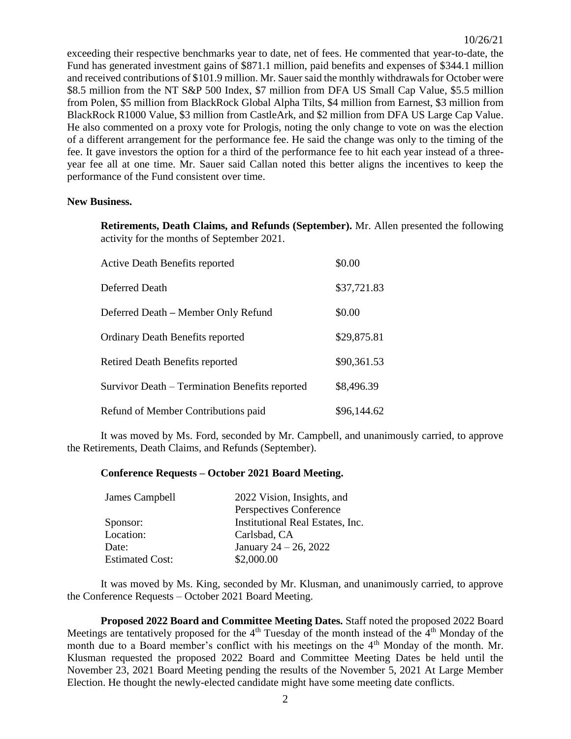exceeding their respective benchmarks year to date, net of fees. He commented that year-to-date, the Fund has generated investment gains of $871.1 million, paid benefits and expenses of $344.1 million and received contributions of $101.9 million. Mr. Sauer said the monthly withdrawals for October were $8.5 million from the NT S&P 500 Index, $7 million from DFA US Small Cap Value, $5.5 million from Polen, $5 million from BlackRock Global Alpha Tilts, $4 million from Earnest, $3 million from BlackRock R1000 Value, $3 million from CastleArk, and $2 million from DFA US Large Cap Value. He also commented on a proxy vote for Prologis, noting the only change to vote on was the election of a different arrangement for the performance fee. He said the change was only to the timing of the fee. It gave investors the option for a third of the performance fee to hit each year instead of a three-year fee all at one time. Mr. Sauer said Callan noted this better aligns the incentives to keep the performance of the Fund consistent over time.

**New Business.**

**Retirements, Death Claims, and Refunds (September).** Mr. Allen presented the following activity for the months of September 2021.

| | |
|---|---|
| Active Death Benefits reported | $0.00 |
| Deferred Death | $37,721.83 |
| Deferred Death – Member Only Refund | $0.00 |
| Ordinary Death Benefits reported | $29,875.81 |
| Retired Death Benefits reported | $90,361.53 |
| Survivor Death – Termination Benefits reported | $8,496.39 |
| Refund of Member Contributions paid | $96,144.62 |

It was moved by Ms. Ford, seconded by Mr. Campbell, and unanimously carried, to approve the Retirements, Death Claims, and Refunds (September).

**Conference Requests – October 2021 Board Meeting.**

| | |
|---|---|
| James Campbell | 2022 Vision, Insights, and Perspectives Conference |
| Sponsor: | Institutional Real Estates, Inc. |
| Location: | Carlsbad, CA |
| Date: | January 24 – 26, 2022 |
| Estimated Cost: | $2,000.00 |

It was moved by Ms. King, seconded by Mr. Klusman, and unanimously carried, to approve the Conference Requests – October 2021 Board Meeting.

**Proposed 2022 Board and Committee Meeting Dates.** Staff noted the proposed 2022 Board Meetings are tentatively proposed for the 4th Tuesday of the month instead of the 4th Monday of the month due to a Board member's conflict with his meetings on the 4th Monday of the month. Mr. Klusman requested the proposed 2022 Board and Committee Meeting Dates be held until the November 23, 2021 Board Meeting pending the results of the November 5, 2021 At Large Member Election. He thought the newly-elected candidate might have some meeting date conflicts.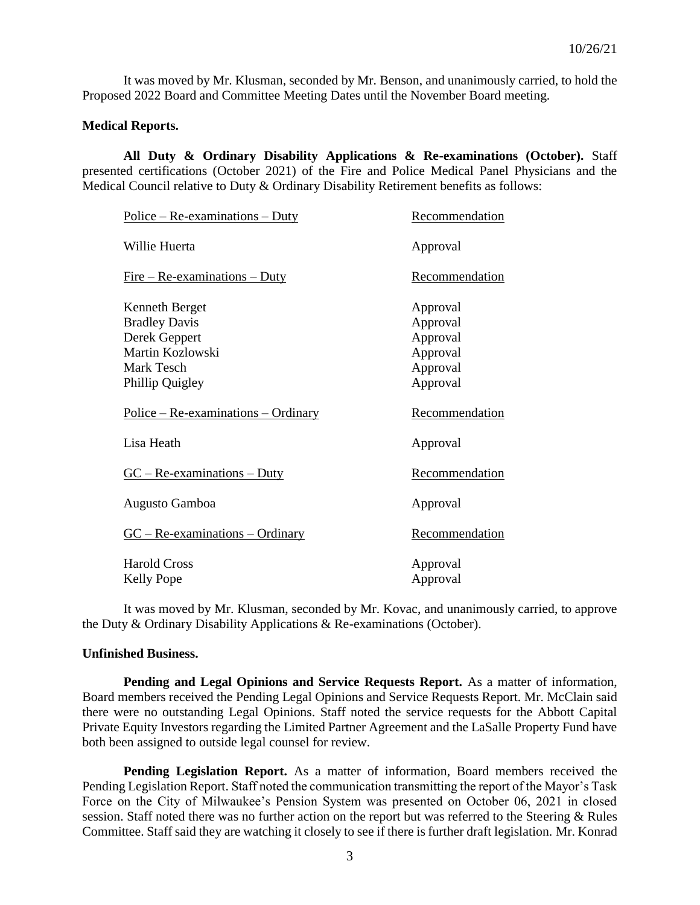It was moved by Mr. Klusman, seconded by Mr. Benson, and unanimously carried, to hold the Proposed 2022 Board and Committee Meeting Dates until the November Board meeting.

**Medical Reports.**

**All Duty & Ordinary Disability Applications & Re-examinations (October).** Staff presented certifications (October 2021) of the Fire and Police Medical Panel Physicians and the Medical Council relative to Duty & Ordinary Disability Retirement benefits as follows:

| Police – Re-examinations – Duty | Recommendation |
|---|---|
| Willie Huerta | Approval |

| Fire – Re-examinations – Duty | Recommendation |
|---|---|
| Kenneth Berget | Approval |
| Bradley Davis | Approval |
| Derek Geppert | Approval |
| Martin Kozlowski | Approval |
| Mark Tesch | Approval |
| Phillip Quigley | Approval |

| Police – Re-examinations – Ordinary | Recommendation |
|---|---|
| Lisa Heath | Approval |

| GC – Re-examinations – Duty | Recommendation |
|---|---|
| Augusto Gamboa | Approval |

| GC – Re-examinations – Ordinary | Recommendation |
|---|---|
| Harold Cross | Approval |
| Kelly Pope | Approval |

It was moved by Mr. Klusman, seconded by Mr. Kovac, and unanimously carried, to approve the Duty & Ordinary Disability Applications & Re-examinations (October).

**Unfinished Business.**

**Pending and Legal Opinions and Service Requests Report.** As a matter of information, Board members received the Pending Legal Opinions and Service Requests Report. Mr. McClain said there were no outstanding Legal Opinions. Staff noted the service requests for the Abbott Capital Private Equity Investors regarding the Limited Partner Agreement and the LaSalle Property Fund have both been assigned to outside legal counsel for review.

**Pending Legislation Report.** As a matter of information, Board members received the Pending Legislation Report. Staff noted the communication transmitting the report of the Mayor's Task Force on the City of Milwaukee's Pension System was presented on October 06, 2021 in closed session. Staff noted there was no further action on the report but was referred to the Steering & Rules Committee. Staff said they are watching it closely to see if there is further draft legislation. Mr. Konrad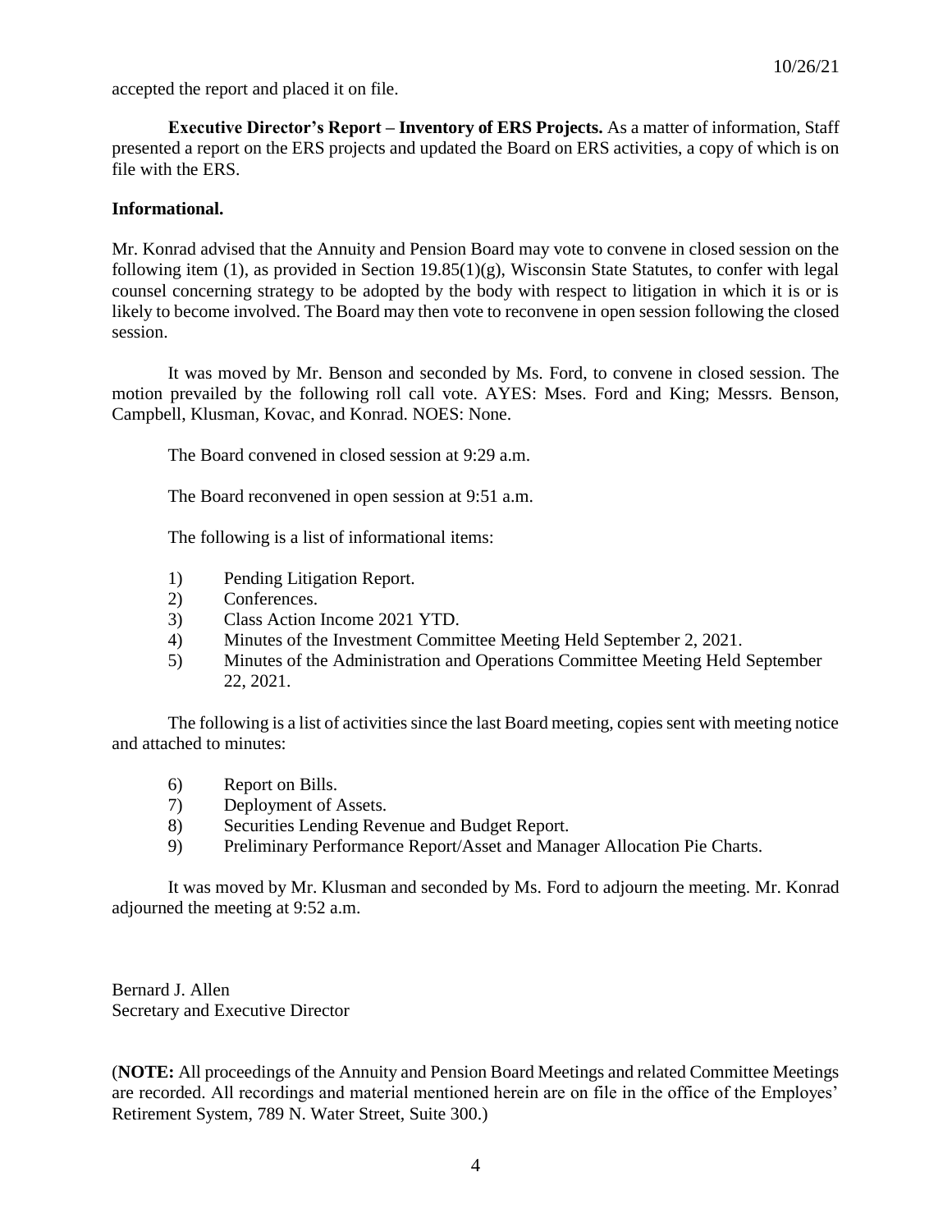accepted the report and placed it on file.

**Executive Director's Report – Inventory of ERS Projects.** As a matter of information, Staff presented a report on the ERS projects and updated the Board on ERS activities, a copy of which is on file with the ERS.

**Informational.**

Mr. Konrad advised that the Annuity and Pension Board may vote to convene in closed session on the following item (1), as provided in Section 19.85(1)(g), Wisconsin State Statutes, to confer with legal counsel concerning strategy to be adopted by the body with respect to litigation in which it is or is likely to become involved. The Board may then vote to reconvene in open session following the closed session.

It was moved by Mr. Benson and seconded by Ms. Ford, to convene in closed session. The motion prevailed by the following roll call vote. AYES: Mses. Ford and King; Messrs. Benson, Campbell, Klusman, Kovac, and Konrad. NOES: None.

The Board convened in closed session at 9:29 a.m.

The Board reconvened in open session at 9:51 a.m.

The following is a list of informational items:

1) Pending Litigation Report.
2) Conferences.
3) Class Action Income 2021 YTD.
4) Minutes of the Investment Committee Meeting Held September 2, 2021.
5) Minutes of the Administration and Operations Committee Meeting Held September 22, 2021.

The following is a list of activities since the last Board meeting, copies sent with meeting notice and attached to minutes:

6) Report on Bills.
7) Deployment of Assets.
8) Securities Lending Revenue and Budget Report.
9) Preliminary Performance Report/Asset and Manager Allocation Pie Charts.

It was moved by Mr. Klusman and seconded by Ms. Ford to adjourn the meeting. Mr. Konrad adjourned the meeting at 9:52 a.m.

Bernard J. Allen
Secretary and Executive Director

(**NOTE:** All proceedings of the Annuity and Pension Board Meetings and related Committee Meetings are recorded. All recordings and material mentioned herein are on file in the office of the Employes' Retirement System, 789 N. Water Street, Suite 300.)